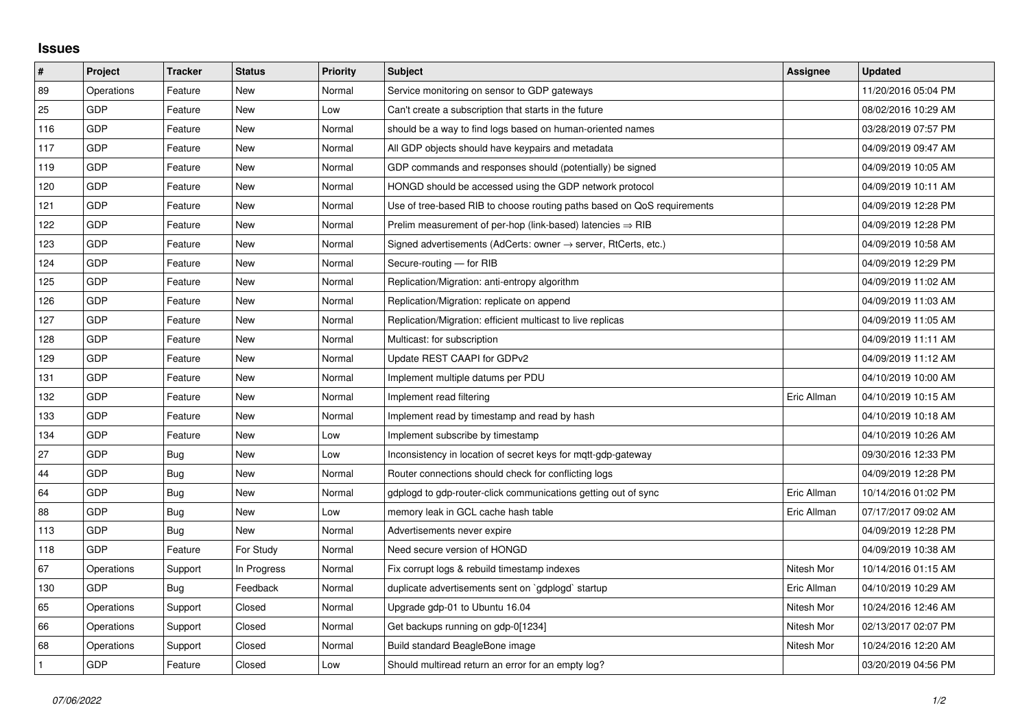## Issues

| # | Project | Tracker | Status | Priority | Subject | Assignee | Updated |
|---|---|---|---|---|---|---|---|
| 89 | Operations | Feature | New | Normal | Service monitoring on sensor to GDP gateways | | 11/20/2016 05:04 PM |
| 25 | GDP | Feature | New | Low | Can't create a subscription that starts in the future | | 08/02/2016 10:29 AM |
| 116 | GDP | Feature | New | Normal | should be a way to find logs based on human-oriented names | | 03/28/2019 07:57 PM |
| 117 | GDP | Feature | New | Normal | All GDP objects should have keypairs and metadata | | 04/09/2019 09:47 AM |
| 119 | GDP | Feature | New | Normal | GDP commands and responses should (potentially) be signed | | 04/09/2019 10:05 AM |
| 120 | GDP | Feature | New | Normal | HONGD should be accessed using the GDP network protocol | | 04/09/2019 10:11 AM |
| 121 | GDP | Feature | New | Normal | Use of tree-based RIB to choose routing paths based on QoS requirements | | 04/09/2019 12:28 PM |
| 122 | GDP | Feature | New | Normal | Prelim measurement of per-hop (link-based) latencies ⇒ RIB | | 04/09/2019 12:28 PM |
| 123 | GDP | Feature | New | Normal | Signed advertisements (AdCerts: owner → server, RtCerts, etc.) | | 04/09/2019 10:58 AM |
| 124 | GDP | Feature | New | Normal | Secure-routing — for RIB | | 04/09/2019 12:29 PM |
| 125 | GDP | Feature | New | Normal | Replication/Migration: anti-entropy algorithm | | 04/09/2019 11:02 AM |
| 126 | GDP | Feature | New | Normal | Replication/Migration: replicate on append | | 04/09/2019 11:03 AM |
| 127 | GDP | Feature | New | Normal | Replication/Migration: efficient multicast to live replicas | | 04/09/2019 11:05 AM |
| 128 | GDP | Feature | New | Normal | Multicast: for subscription | | 04/09/2019 11:11 AM |
| 129 | GDP | Feature | New | Normal | Update REST CAAPI for GDPv2 | | 04/09/2019 11:12 AM |
| 131 | GDP | Feature | New | Normal | Implement multiple datums per PDU | | 04/10/2019 10:00 AM |
| 132 | GDP | Feature | New | Normal | Implement read filtering | Eric Allman | 04/10/2019 10:15 AM |
| 133 | GDP | Feature | New | Normal | Implement read by timestamp and read by hash | | 04/10/2019 10:18 AM |
| 134 | GDP | Feature | New | Low | Implement subscribe by timestamp | | 04/10/2019 10:26 AM |
| 27 | GDP | Bug | New | Low | Inconsistency in location of secret keys for mqtt-gdp-gateway | | 09/30/2016 12:33 PM |
| 44 | GDP | Bug | New | Normal | Router connections should check for conflicting logs | | 04/09/2019 12:28 PM |
| 64 | GDP | Bug | New | Normal | gdplogd to gdp-router-click communications getting out of sync | Eric Allman | 10/14/2016 01:02 PM |
| 88 | GDP | Bug | New | Low | memory leak in GCL cache hash table | Eric Allman | 07/17/2017 09:02 AM |
| 113 | GDP | Bug | New | Normal | Advertisements never expire | | 04/09/2019 12:28 PM |
| 118 | GDP | Feature | For Study | Normal | Need secure version of HONGD | | 04/09/2019 10:38 AM |
| 67 | Operations | Support | In Progress | Normal | Fix corrupt logs & rebuild timestamp indexes | Nitesh Mor | 10/14/2016 01:15 AM |
| 130 | GDP | Bug | Feedback | Normal | duplicate advertisements sent on `gdplogd` startup | Eric Allman | 04/10/2019 10:29 AM |
| 65 | Operations | Support | Closed | Normal | Upgrade gdp-01 to Ubuntu 16.04 | Nitesh Mor | 10/24/2016 12:46 AM |
| 66 | Operations | Support | Closed | Normal | Get backups running on gdp-0[1234] | Nitesh Mor | 02/13/2017 02:07 PM |
| 68 | Operations | Support | Closed | Normal | Build standard BeagleBone image | Nitesh Mor | 10/24/2016 12:20 AM |
| 1 | GDP | Feature | Closed | Low | Should multiread return an error for an empty log? | | 03/20/2019 04:56 PM |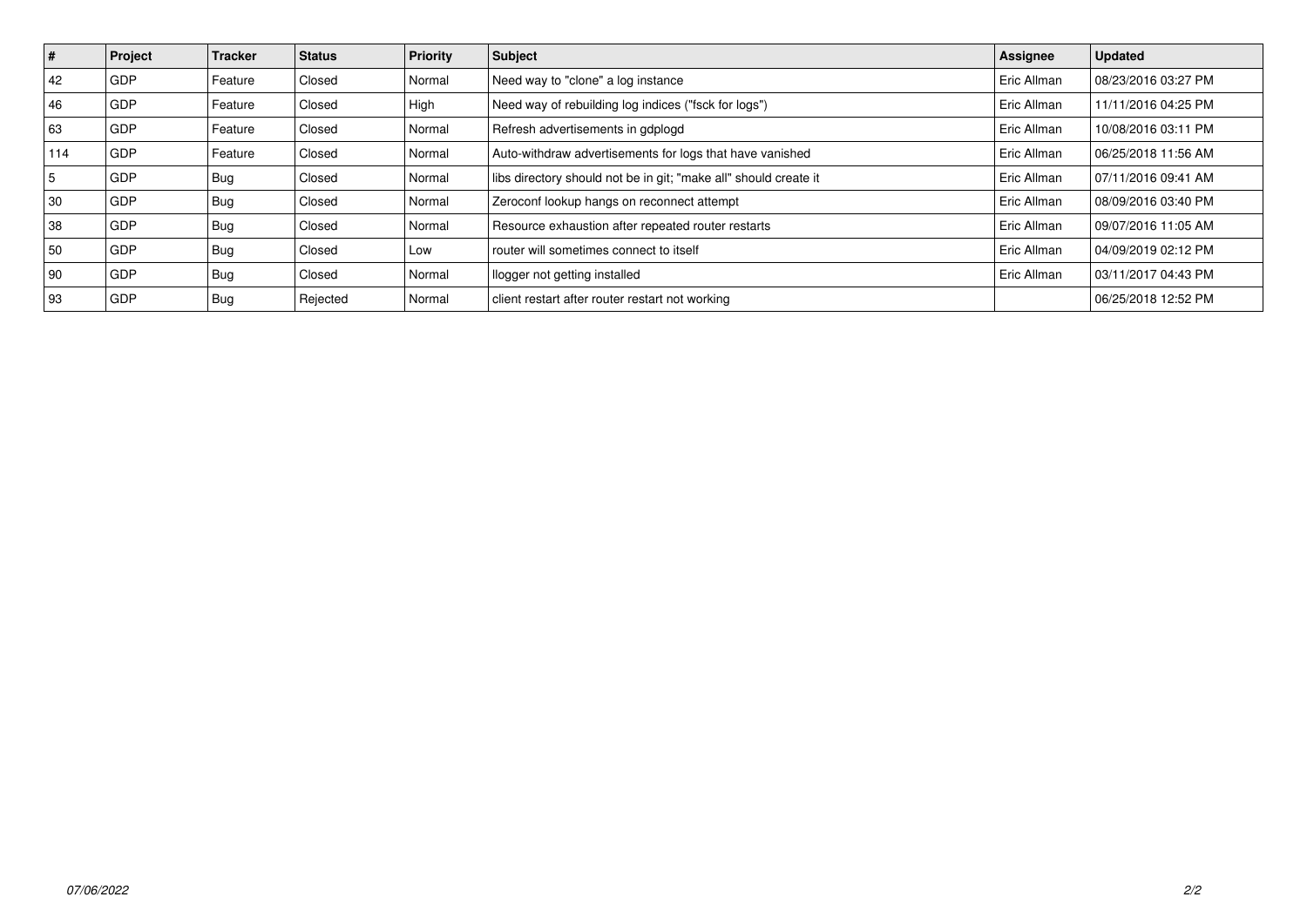| # | Project | Tracker | Status | Priority | Subject | Assignee | Updated |
|---|---|---|---|---|---|---|---|
| 42 | GDP | Feature | Closed | Normal | Need way to "clone" a log instance | Eric Allman | 08/23/2016 03:27 PM |
| 46 | GDP | Feature | Closed | High | Need way of rebuilding log indices ("fsck for logs") | Eric Allman | 11/11/2016 04:25 PM |
| 63 | GDP | Feature | Closed | Normal | Refresh advertisements in gdplogd | Eric Allman | 10/08/2016 03:11 PM |
| 114 | GDP | Feature | Closed | Normal | Auto-withdraw advertisements for logs that have vanished | Eric Allman | 06/25/2018 11:56 AM |
| 5 | GDP | Bug | Closed | Normal | libs directory should not be in git; "make all" should create it | Eric Allman | 07/11/2016 09:41 AM |
| 30 | GDP | Bug | Closed | Normal | Zeroconf lookup hangs on reconnect attempt | Eric Allman | 08/09/2016 03:40 PM |
| 38 | GDP | Bug | Closed | Normal | Resource exhaustion after repeated router restarts | Eric Allman | 09/07/2016 11:05 AM |
| 50 | GDP | Bug | Closed | Low | router will sometimes connect to itself | Eric Allman | 04/09/2019 02:12 PM |
| 90 | GDP | Bug | Closed | Normal | llogger not getting installed | Eric Allman | 03/11/2017 04:43 PM |
| 93 | GDP | Bug | Rejected | Normal | client restart after router restart not working | | 06/25/2018 12:52 PM |